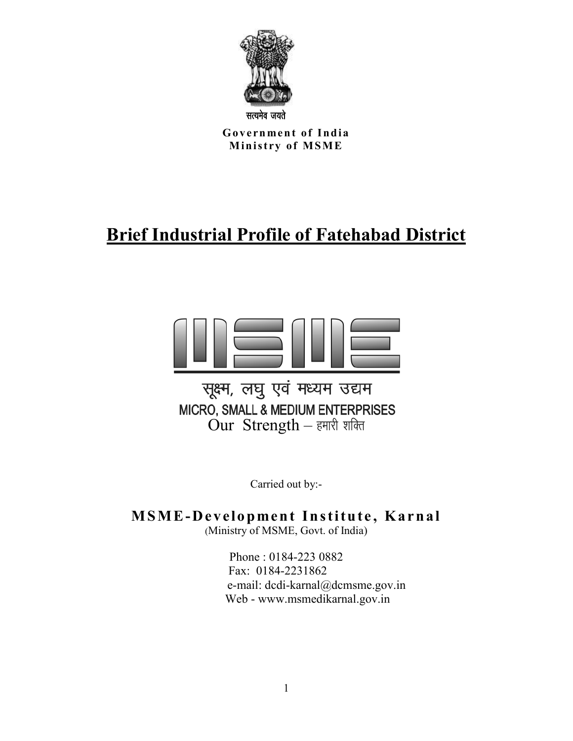सत्यमेव जयते

**Government of India**
**Ministry of MSME**

# Brief Industrial Profile of Fatehabad District

सूक्ष्म, लघु एवं मध्यम उद्यम
MICRO, SMALL & MEDIUM ENTERPRISES
Our Strength – हमारी शक्ति

Carried out by:-

**MSME-Development Institute, Karnal**
(Ministry of MSME, Govt. of India)

Phone : 0184-223 0882
Fax: 0184-2231862
e-mail: dcdi-karnal@dcmsme.gov.in
Web - www.msmedikarnal.gov.in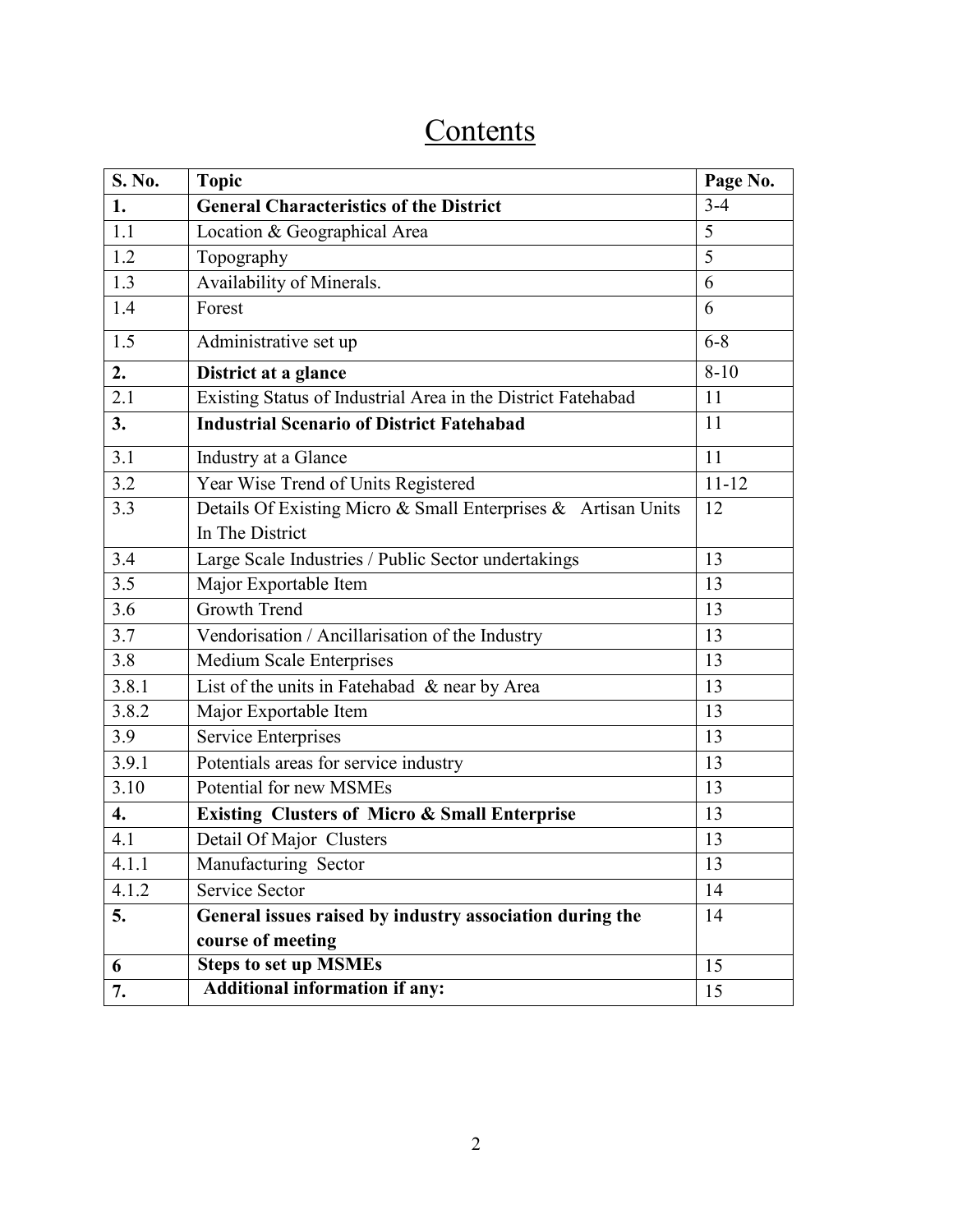# Contents

| S. No. | Topic | Page No. |
|---|---|---|
| **1.** | **General Characteristics of the District** | 3-4 |
| 1.1 | Location & Geographical Area | 5 |
| 1.2 | Topography | 5 |
| 1.3 | Availability of Minerals. | 6 |
| 1.4 | Forest | 6 |
| 1.5 | Administrative set up | 6-8 |
| **2.** | **District at a glance** | 8-10 |
| 2.1 | Existing Status of Industrial Area in the District Fatehabad | 11 |
| **3.** | **Industrial Scenario of District Fatehabad** | 11 |
| 3.1 | Industry at a Glance | 11 |
| 3.2 | Year Wise Trend of Units Registered | 11-12 |
| 3.3 | Details Of Existing Micro & Small Enterprises & Artisan Units In The District | 12 |
| 3.4 | Large Scale Industries / Public Sector undertakings | 13 |
| 3.5 | Major Exportable Item | 13 |
| 3.6 | Growth Trend | 13 |
| 3.7 | Vendorisation / Ancillarisation of the Industry | 13 |
| 3.8 | Medium Scale Enterprises | 13 |
| 3.8.1 | List of the units in Fatehabad & near by Area | 13 |
| 3.8.2 | Major Exportable Item | 13 |
| 3.9 | Service Enterprises | 13 |
| 3.9.1 | Potentials areas for service industry | 13 |
| 3.10 | Potential for new MSMEs | 13 |
| **4.** | **Existing Clusters of Micro & Small Enterprise** | 13 |
| 4.1 | Detail Of Major Clusters | 13 |
| 4.1.1 | Manufacturing Sector | 13 |
| 4.1.2 | Service Sector | 14 |
| **5.** | **General issues raised by industry association during the course of meeting** | 14 |
| **6** | **Steps to set up MSMEs** | 15 |
| **7.** | **Additional information if any:** | 15 |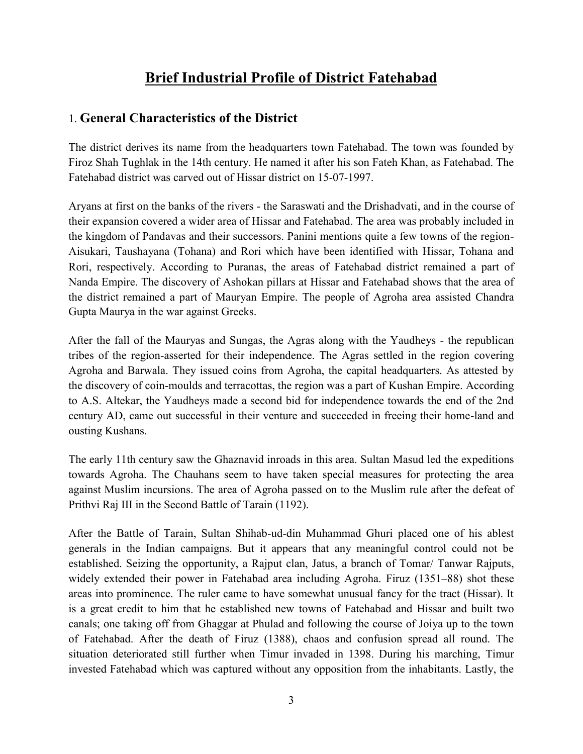# Brief Industrial Profile of District Fatehabad

## 1. General Characteristics of the District

The district derives its name from the headquarters town Fatehabad. The town was founded by Firoz Shah Tughlak in the 14th century. He named it after his son Fateh Khan, as Fatehabad. The Fatehabad district was carved out of Hissar district on 15-07-1997.

Aryans at first on the banks of the rivers - the Saraswati and the Drishadvati, and in the course of their expansion covered a wider area of Hissar and Fatehabad. The area was probably included in the kingdom of Pandavas and their successors. Panini mentions quite a few towns of the region-Aisukari, Taushayana (Tohana) and Rori which have been identified with Hissar, Tohana and Rori, respectively. According to Puranas, the areas of Fatehabad district remained a part of Nanda Empire. The discovery of Ashokan pillars at Hissar and Fatehabad shows that the area of the district remained a part of Mauryan Empire. The people of Agroha area assisted Chandra Gupta Maurya in the war against Greeks.

After the fall of the Mauryas and Sungas, the Agras along with the Yaudheys - the republican tribes of the region-asserted for their independence. The Agras settled in the region covering Agroha and Barwala. They issued coins from Agroha, the capital headquarters. As attested by the discovery of coin-moulds and terracottas, the region was a part of Kushan Empire. According to A.S. Altekar, the Yaudheys made a second bid for independence towards the end of the 2nd century AD, came out successful in their venture and succeeded in freeing their home-land and ousting Kushans.

The early 11th century saw the Ghaznavid inroads in this area. Sultan Masud led the expeditions towards Agroha. The Chauhans seem to have taken special measures for protecting the area against Muslim incursions. The area of Agroha passed on to the Muslim rule after the defeat of Prithvi Raj III in the Second Battle of Tarain (1192).

After the Battle of Tarain, Sultan Shihab-ud-din Muhammad Ghuri placed one of his ablest generals in the Indian campaigns. But it appears that any meaningful control could not be established. Seizing the opportunity, a Rajput clan, Jatus, a branch of Tomar/ Tanwar Rajputs, widely extended their power in Fatehabad area including Agroha. Firuz (1351–88) shot these areas into prominence. The ruler came to have somewhat unusual fancy for the tract (Hissar). It is a great credit to him that he established new towns of Fatehabad and Hissar and built two canals; one taking off from Ghaggar at Phulad and following the course of Joiya up to the town of Fatehabad. After the death of Firuz (1388), chaos and confusion spread all round. The situation deteriorated still further when Timur invaded in 1398. During his marching, Timur invested Fatehabad which was captured without any opposition from the inhabitants. Lastly, the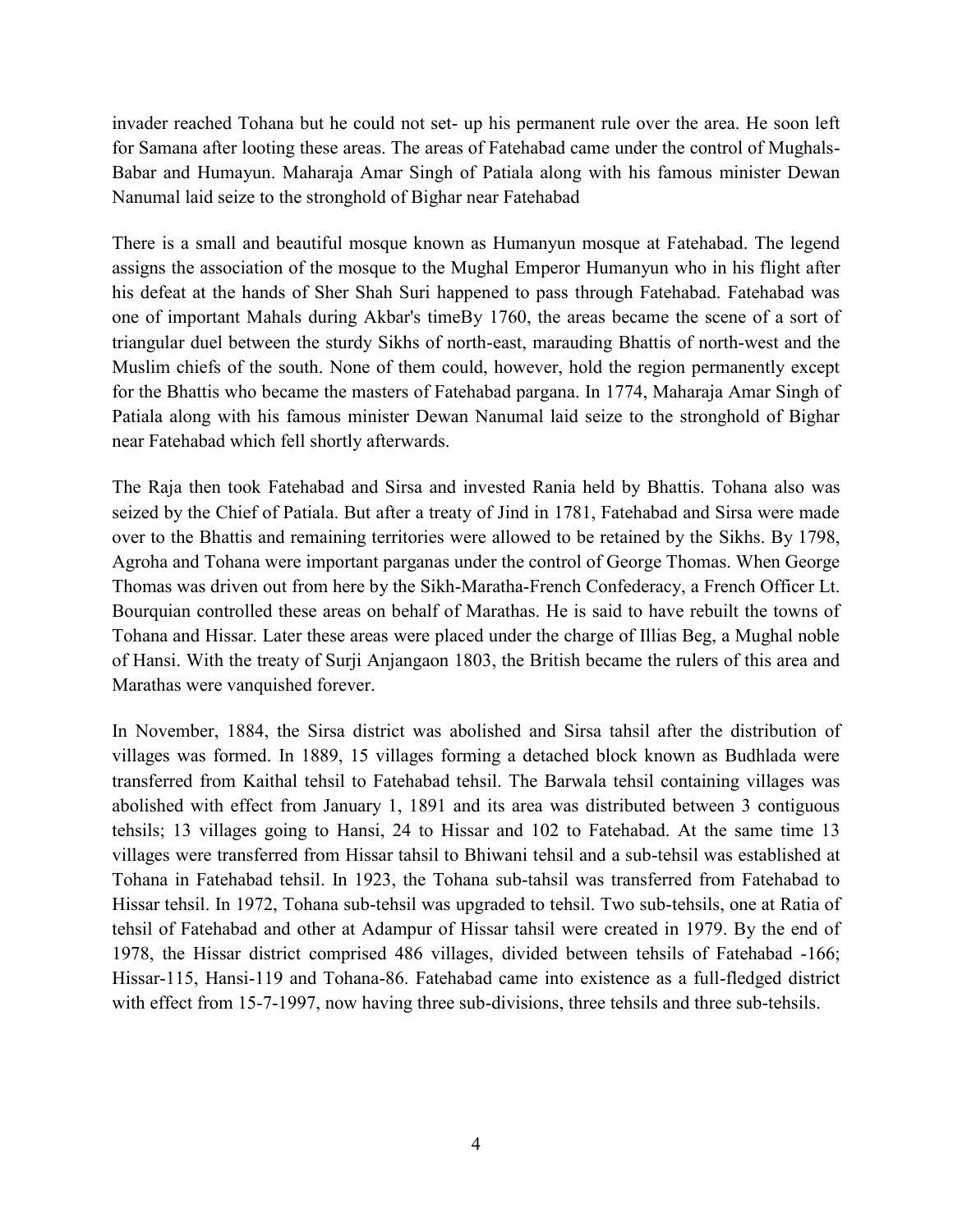invader reached Tohana but he could not set- up his permanent rule over the area. He soon left for Samana after looting these areas. The areas of Fatehabad came under the control of Mughals-Babar and Humayun. Maharaja Amar Singh of Patiala along with his famous minister Dewan Nanumal laid seize to the stronghold of Bighar near Fatehabad

There is a small and beautiful mosque known as Humanyun mosque at Fatehabad. The legend assigns the association of the mosque to the Mughal Emperor Humanyun who in his flight after his defeat at the hands of Sher Shah Suri happened to pass through Fatehabad. Fatehabad was one of important Mahals during Akbar's timeBy 1760, the areas became the scene of a sort of triangular duel between the sturdy Sikhs of north-east, marauding Bhattis of north-west and the Muslim chiefs of the south. None of them could, however, hold the region permanently except for the Bhattis who became the masters of Fatehabad pargana. In 1774, Maharaja Amar Singh of Patiala along with his famous minister Dewan Nanumal laid seize to the stronghold of Bighar near Fatehabad which fell shortly afterwards.

The Raja then took Fatehabad and Sirsa and invested Rania held by Bhattis. Tohana also was seized by the Chief of Patiala. But after a treaty of Jind in 1781, Fatehabad and Sirsa were made over to the Bhattis and remaining territories were allowed to be retained by the Sikhs. By 1798, Agroha and Tohana were important parganas under the control of George Thomas. When George Thomas was driven out from here by the Sikh-Maratha-French Confederacy, a French Officer Lt. Bourquian controlled these areas on behalf of Marathas. He is said to have rebuilt the towns of Tohana and Hissar. Later these areas were placed under the charge of Illias Beg, a Mughal noble of Hansi. With the treaty of Surji Anjangaon 1803, the British became the rulers of this area and Marathas were vanquished forever.

In November, 1884, the Sirsa district was abolished and Sirsa tahsil after the distribution of villages was formed. In 1889, 15 villages forming a detached block known as Budhlada were transferred from Kaithal tehsil to Fatehabad tehsil. The Barwala tehsil containing villages was abolished with effect from January 1, 1891 and its area was distributed between 3 contiguous tehsils; 13 villages going to Hansi, 24 to Hissar and 102 to Fatehabad. At the same time 13 villages were transferred from Hissar tahsil to Bhiwani tehsil and a sub-tehsil was established at Tohana in Fatehabad tehsil. In 1923, the Tohana sub-tahsil was transferred from Fatehabad to Hissar tehsil. In 1972, Tohana sub-tehsil was upgraded to tehsil. Two sub-tehsils, one at Ratia of tehsil of Fatehabad and other at Adampur of Hissar tahsil were created in 1979. By the end of 1978, the Hissar district comprised 486 villages, divided between tehsils of Fatehabad -166; Hissar-115, Hansi-119 and Tohana-86. Fatehabad came into existence as a full-fledged district with effect from 15-7-1997, now having three sub-divisions, three tehsils and three sub-tehsils.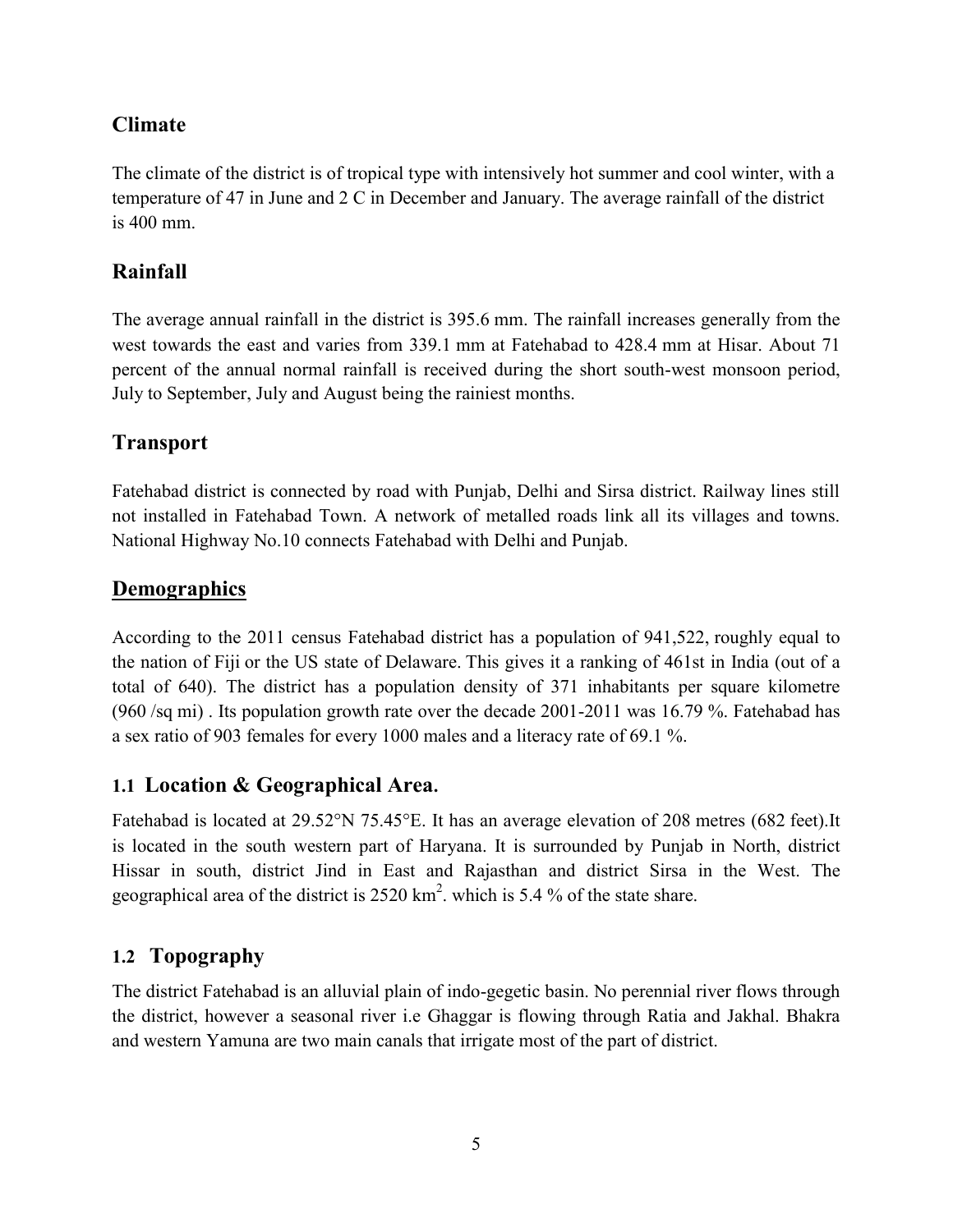## Climate

The climate of the district is of tropical type with intensively hot summer and cool winter, with a temperature of 47 in June and 2 C in December and January. The average rainfall of the district is 400 mm.

## Rainfall

The average annual rainfall in the district is 395.6 mm. The rainfall increases generally from the west towards the east and varies from 339.1 mm at Fatehabad to 428.4 mm at Hisar. About 71 percent of the annual normal rainfall is received during the short south-west monsoon period, July to September, July and August being the rainiest months.

## Transport

Fatehabad district is connected by road with Punjab, Delhi and Sirsa district. Railway lines still not installed in Fatehabad Town. A network of metalled roads link all its villages and towns. National Highway No.10 connects Fatehabad with Delhi and Punjab.

## Demographics

According to the 2011 census Fatehabad district has a population of 941,522, roughly equal to the nation of Fiji or the US state of Delaware. This gives it a ranking of 461st in India (out of a total of 640). The district has a population density of 371 inhabitants per square kilometre (960 /sq mi) . Its population growth rate over the decade 2001-2011 was 16.79 %. Fatehabad has a sex ratio of 903 females for every 1000 males and a literacy rate of 69.1 %.

### 1.1 Location & Geographical Area.

Fatehabad is located at 29.52°N 75.45°E. It has an average elevation of 208 metres (682 feet).It is located in the south western part of Haryana. It is surrounded by Punjab in North, district Hissar in south, district Jind in East and Rajasthan and district Sirsa in the West. The geographical area of the district is 2520 $km^2$. which is 5.4 % of the state share.

### 1.2 Topography

The district Fatehabad is an alluvial plain of indo-gegetic basin. No perennial river flows through the district, however a seasonal river i.e Ghaggar is flowing through Ratia and Jakhal. Bhakra and western Yamuna are two main canals that irrigate most of the part of district.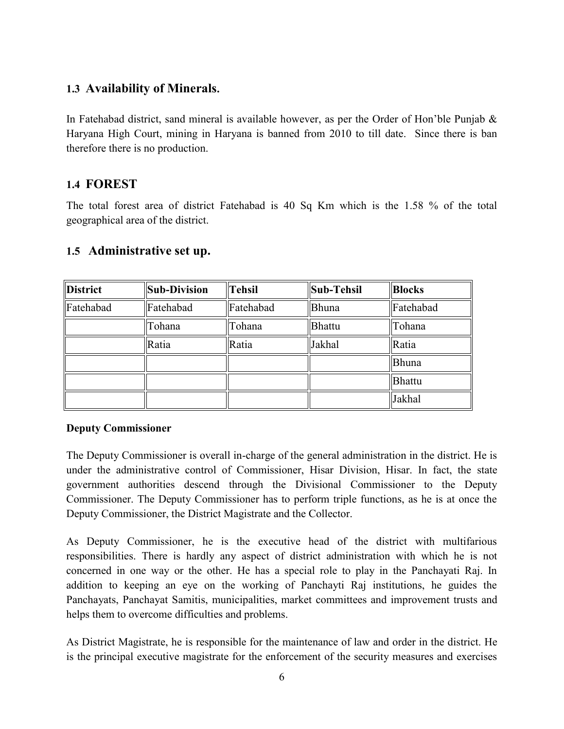## 1.3 Availability of Minerals.

In Fatehabad district, sand mineral is available however, as per the Order of Hon'ble Punjab & Haryana High Court, mining in Haryana is banned from 2010 to till date. Since there is ban therefore there is no production.

## 1.4 FOREST

The total forest area of district Fatehabad is 40 Sq Km which is the 1.58 % of the total geographical area of the district.

## 1.5 Administrative set up.

| District | Sub-Division | Tehsil | Sub-Tehsil | Blocks |
|---|---|---|---|---|
| Fatehabad | Fatehabad | Fatehabad | Bhuna | Fatehabad |
| | Tohana | Tohana | Bhattu | Tohana |
| | Ratia | Ratia | Jakhal | Ratia |
| | | | | Bhuna |
| | | | | Bhattu |
| | | | | Jakhal |

**Deputy Commissioner**

The Deputy Commissioner is overall in-charge of the general administration in the district. He is under the administrative control of Commissioner, Hisar Division, Hisar. In fact, the state government authorities descend through the Divisional Commissioner to the Deputy Commissioner. The Deputy Commissioner has to perform triple functions, as he is at once the Deputy Commissioner, the District Magistrate and the Collector.

As Deputy Commissioner, he is the executive head of the district with multifarious responsibilities. There is hardly any aspect of district administration with which he is not concerned in one way or the other. He has a special role to play in the Panchayati Raj. In addition to keeping an eye on the working of Panchayti Raj institutions, he guides the Panchayats, Panchayat Samitis, municipalities, market committees and improvement trusts and helps them to overcome difficulties and problems.

As District Magistrate, he is responsible for the maintenance of law and order in the district. He is the principal executive magistrate for the enforcement of the security measures and exercises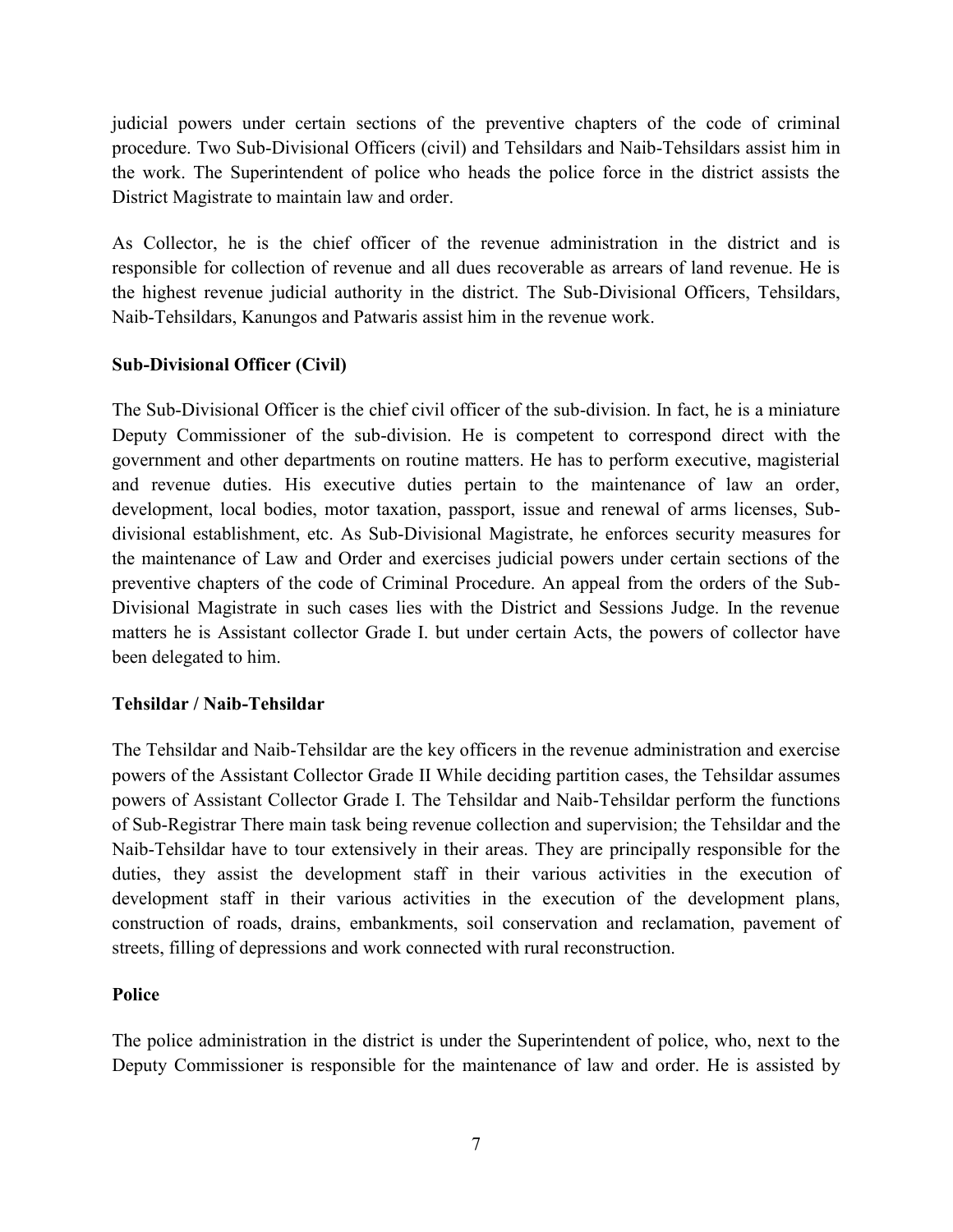judicial powers under certain sections of the preventive chapters of the code of criminal procedure. Two Sub-Divisional Officers (civil) and Tehsildars and Naib-Tehsildars assist him in the work. The Superintendent of police who heads the police force in the district assists the District Magistrate to maintain law and order.

As Collector, he is the chief officer of the revenue administration in the district and is responsible for collection of revenue and all dues recoverable as arrears of land revenue. He is the highest revenue judicial authority in the district. The Sub-Divisional Officers, Tehsildars, Naib-Tehsildars, Kanungos and Patwaris assist him in the revenue work.

**Sub-Divisional Officer (Civil)**

The Sub-Divisional Officer is the chief civil officer of the sub-division. In fact, he is a miniature Deputy Commissioner of the sub-division. He is competent to correspond direct with the government and other departments on routine matters. He has to perform executive, magisterial and revenue duties. His executive duties pertain to the maintenance of law an order, development, local bodies, motor taxation, passport, issue and renewal of arms licenses, Sub-divisional establishment, etc. As Sub-Divisional Magistrate, he enforces security measures for the maintenance of Law and Order and exercises judicial powers under certain sections of the preventive chapters of the code of Criminal Procedure. An appeal from the orders of the Sub-Divisional Magistrate in such cases lies with the District and Sessions Judge. In the revenue matters he is Assistant collector Grade I. but under certain Acts, the powers of collector have been delegated to him.

**Tehsildar / Naib-Tehsildar**

The Tehsildar and Naib-Tehsildar are the key officers in the revenue administration and exercise powers of the Assistant Collector Grade II While deciding partition cases, the Tehsildar assumes powers of Assistant Collector Grade I. The Tehsildar and Naib-Tehsildar perform the functions of Sub-Registrar There main task being revenue collection and supervision; the Tehsildar and the Naib-Tehsildar have to tour extensively in their areas. They are principally responsible for the duties, they assist the development staff in their various activities in the execution of development staff in their various activities in the execution of the development plans, construction of roads, drains, embankments, soil conservation and reclamation, pavement of streets, filling of depressions and work connected with rural reconstruction.

**Police**

The police administration in the district is under the Superintendent of police, who, next to the Deputy Commissioner is responsible for the maintenance of law and order. He is assisted by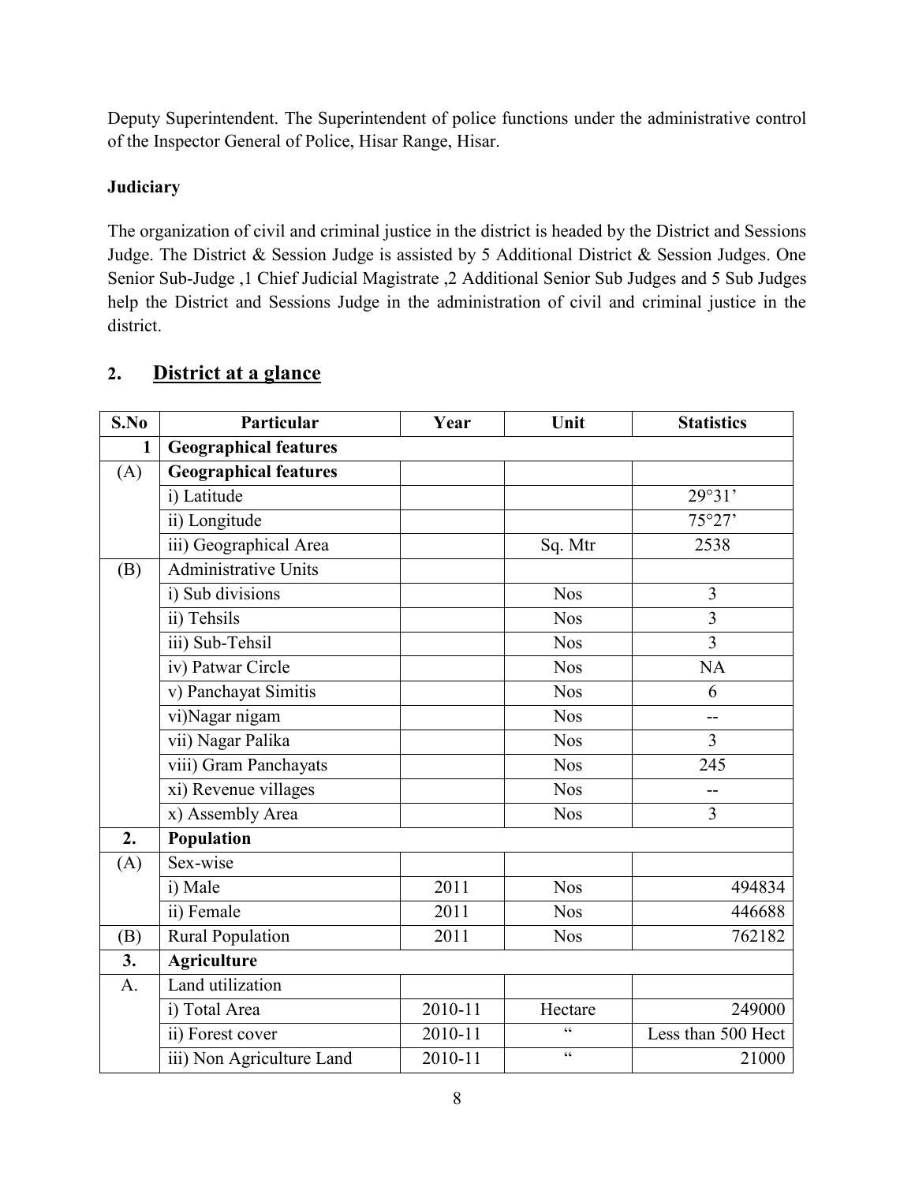Deputy Superintendent. The Superintendent of police functions under the administrative control of the Inspector General of Police, Hisar Range, Hisar.

**Judiciary**

The organization of civil and criminal justice in the district is headed by the District and Sessions Judge. The District & Session Judge is assisted by 5 Additional District & Session Judges. One Senior Sub-Judge ,1 Chief Judicial Magistrate ,2 Additional Senior Sub Judges and 5 Sub Judges help the District and Sessions Judge in the administration of civil and criminal justice in the district.

## 2. District at a glance

| S.No | Particular | Year | Unit | Statistics |
|---|---|---|---|---|
| **1** | **Geographical features** | | | |
| (A) | **Geographical features** | | | |
| | i) Latitude | | | 29°31' |
| | ii) Longitude | | | 75°27' |
| | iii) Geographical Area | | Sq. Mtr | 2538 |
| (B) | Administrative Units | | | |
| | i) Sub divisions | | Nos | 3 |
| | ii) Tehsils | | Nos | 3 |
| | iii) Sub-Tehsil | | Nos | 3 |
| | iv) Patwar Circle | | Nos | NA |
| | v) Panchayat Simitis | | Nos | 6 |
| | vi)Nagar nigam | | Nos | -- |
| | vii) Nagar Palika | | Nos | 3 |
| | viii) Gram Panchayats | | Nos | 245 |
| | xi) Revenue villages | | Nos | -- |
| | x) Assembly Area | | Nos | 3 |
| **2.** | **Population** | | | |
| (A) | Sex-wise | | | |
| | i) Male | 2011 | Nos | 494834 |
| | ii) Female | 2011 | Nos | 446688 |
| (B) | Rural Population | 2011 | Nos | 762182 |
| **3.** | **Agriculture** | | | |
| A. | Land utilization | | | |
| | i) Total Area | 2010-11 | Hectare | 249000 |
| | ii) Forest cover | 2010-11 | " | Less than 500 Hect |
| | iii) Non Agriculture Land | 2010-11 | " | 21000 |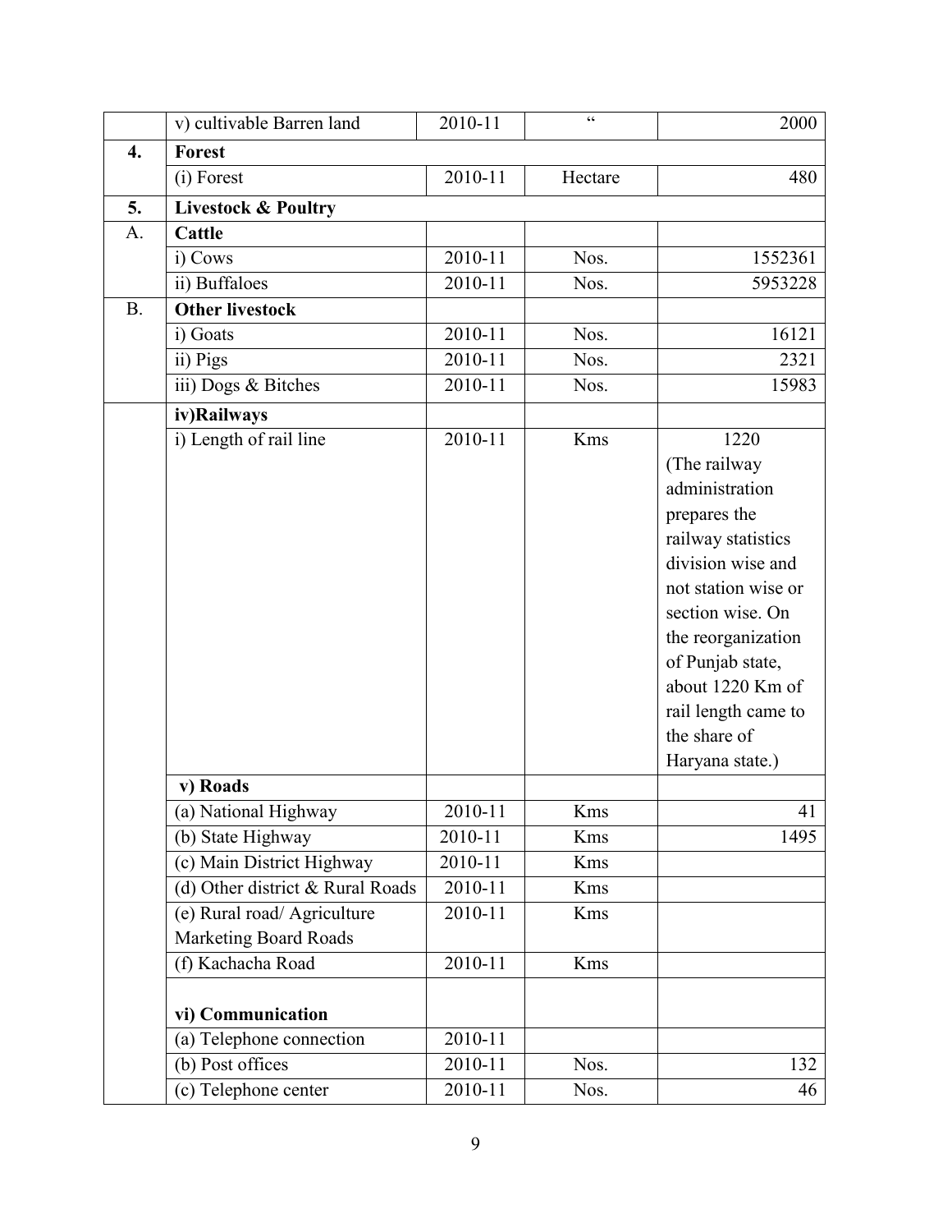| | | | | |
|---|---|---|---|---|
| | v) cultivable Barren land | 2010-11 | " | 2000 |
| **4.** | **Forest** | | | |
| | (i) Forest | 2010-11 | Hectare | 480 |
| **5.** | **Livestock & Poultry** | | | |
| A. | **Cattle** | | | |
| | i) Cows | 2010-11 | Nos. | 1552361 |
| | ii) Buffaloes | 2010-11 | Nos. | 5953228 |
| B. | **Other livestock** | | | |
| | i) Goats | 2010-11 | Nos. | 16121 |
| | ii) Pigs | 2010-11 | Nos. | 2321 |
| | iii) Dogs & Bitches | 2010-11 | Nos. | 15983 |
| | **iv)Railways** | | | |
| | i) Length of rail line | 2010-11 | Kms | 1220 (The railway administration prepares the railway statistics division wise and not station wise or section wise. On the reorganization of Punjab state, about 1220 Km of rail length came to the share of Haryana state.) |
| | **v) Roads** | | | |
| | (a) National Highway | 2010-11 | Kms | 41 |
| | (b) State Highway | 2010-11 | Kms | 1495 |
| | (c) Main District Highway | 2010-11 | Kms | |
| | (d) Other district & Rural Roads | 2010-11 | Kms | |
| | (e) Rural road/ Agriculture Marketing Board Roads | 2010-11 | Kms | |
| | (f) Kachacha Road | 2010-11 | Kms | |
| | **vi) Communication** | | | |
| | (a) Telephone connection | 2010-11 | | |
| | (b) Post offices | 2010-11 | Nos. | 132 |
| | (c) Telephone center | 2010-11 | Nos. | 46 |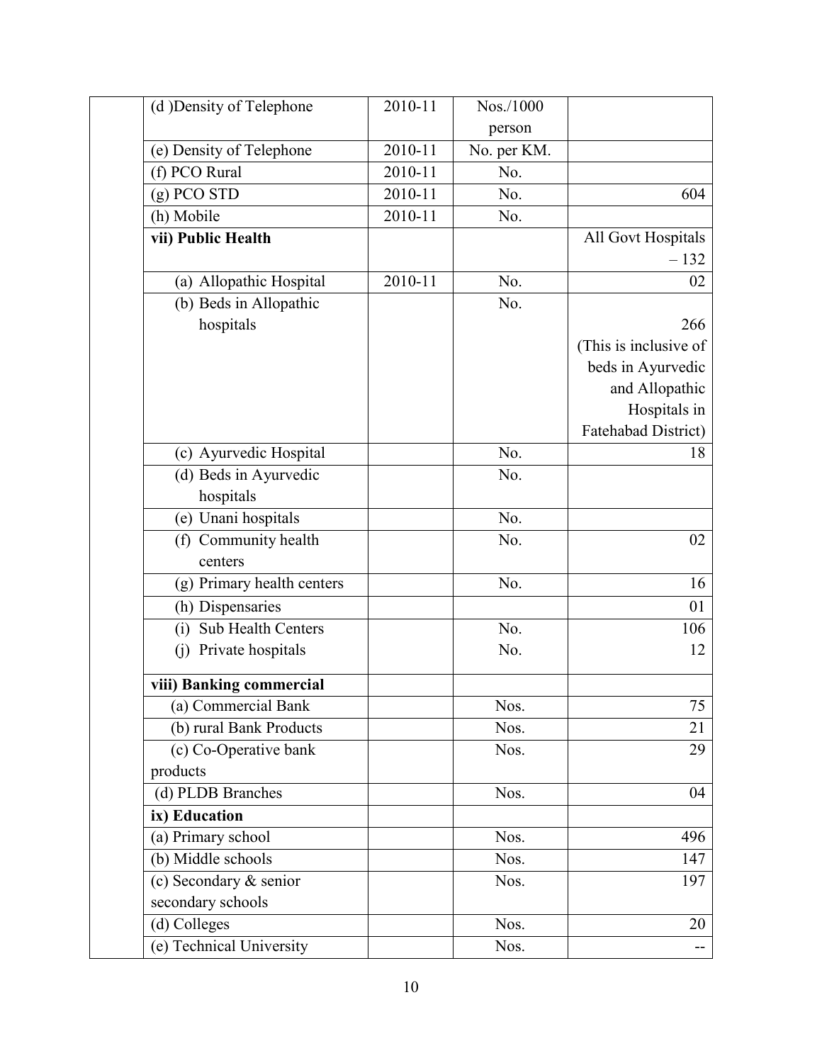| | | | | |
|---|---|---|---|---|
| | (d )Density of Telephone | 2010-11 | Nos./1000 person | |
| | (e) Density of Telephone | 2010-11 | No. per KM. | |
| | (f) PCO Rural | 2010-11 | No. | |
| | (g) PCO STD | 2010-11 | No. | 604 |
| | (h) Mobile | 2010-11 | No. | |
| | **vii) Public Health** | | | All Govt Hospitals – 132 |
| | (a) Allopathic Hospital | 2010-11 | No. | 02 |
| | (b) Beds in Allopathic hospitals | | No. | 266 (This is inclusive of beds in Ayurvedic and Allopathic Hospitals in Fatehabad District) |
| | (c) Ayurvedic Hospital | | No. | 18 |
| | (d) Beds in Ayurvedic hospitals | | No. | |
| | (e) Unani hospitals | | No. | |
| | (f) Community health centers | | No. | 02 |
| | (g) Primary health centers | | No. | 16 |
| | (h) Dispensaries | | | 01 |
| | (i) Sub Health Centers | | No. | 106 |
| | (j) Private hospitals | | No. | 12 |
| | **viii) Banking commercial** | | | |
| | (a) Commercial Bank | | Nos. | 75 |
| | (b) rural Bank Products | | Nos. | 21 |
| | (c) Co-Operative bank products | | Nos. | 29 |
| | (d) PLDB Branches | | Nos. | 04 |
| | **ix) Education** | | | |
| | (a) Primary school | | Nos. | 496 |
| | (b) Middle schools | | Nos. | 147 |
| | (c) Secondary & senior secondary schools | | Nos. | 197 |
| | (d) Colleges | | Nos. | 20 |
| | (e) Technical University | | Nos. | -- |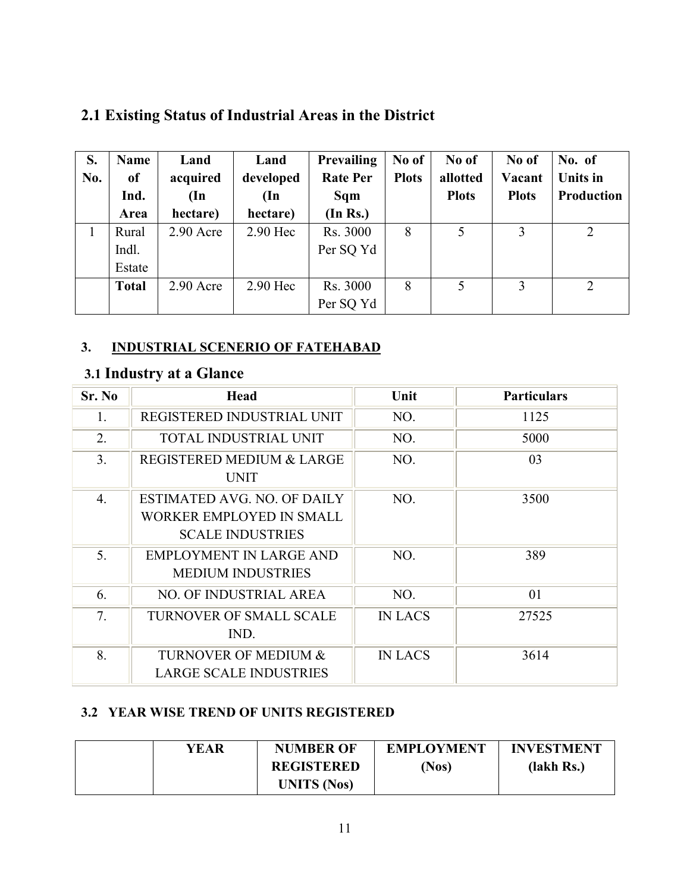## 2.1 Existing Status of Industrial Areas in the District

| S. No. | Name of Ind. Area | Land acquired (In hectare) | Land developed (In hectare) | Prevailing Rate Per Sqm (In Rs.) | No of Plots | No of allotted Plots | No of Vacant Plots | No. of Units in Production |
|---|---|---|---|---|---|---|---|---|
| 1 | Rural Indl. Estate | 2.90 Acre | 2.90 Hec | Rs. 3000 Per SQ Yd | 8 | 5 | 3 | 2 |
| | **Total** | 2.90 Acre | 2.90 Hec | Rs. 3000 Per SQ Yd | 8 | 5 | 3 | 2 |

### 3. INDUSTRIAL SCENERIO OF FATEHABAD

### 3.1 Industry at a Glance

| Sr. No | Head | Unit | Particulars |
|---|---|---|---|
| 1. | REGISTERED INDUSTRIAL UNIT | NO. | 1125 |
| 2. | TOTAL INDUSTRIAL UNIT | NO. | 5000 |
| 3. | REGISTERED MEDIUM & LARGE UNIT | NO. | 03 |
| 4. | ESTIMATED AVG. NO. OF DAILY WORKER EMPLOYED IN SMALL SCALE INDUSTRIES | NO. | 3500 |
| 5. | EMPLOYMENT IN LARGE AND MEDIUM INDUSTRIES | NO. | 389 |
| 6. | NO. OF INDUSTRIAL AREA | NO. | 01 |
| 7. | TURNOVER OF SMALL SCALE IND. | IN LACS | 27525 |
| 8. | TURNOVER OF MEDIUM & LARGE SCALE INDUSTRIES | IN LACS | 3614 |

### 3.2 YEAR WISE TREND OF UNITS REGISTERED

| | YEAR | NUMBER OF REGISTERED UNITS (Nos) | EMPLOYMENT (Nos) | INVESTMENT (lakh Rs.) |
|---|---|---|---|---|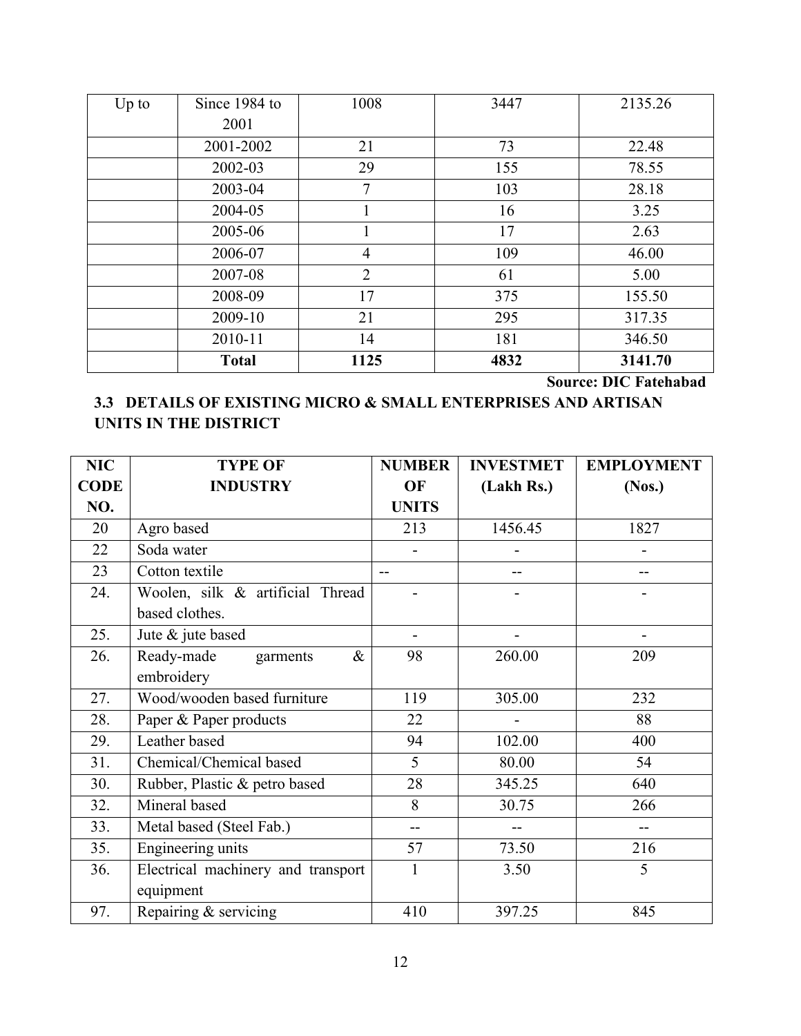| Up to | Since 1984 to 2001 | 1008 | 3447 | 2135.26 |
|---|---|---|---|---|
| | 2001-2002 | 21 | 73 | 22.48 |
| | 2002-03 | 29 | 155 | 78.55 |
| | 2003-04 | 7 | 103 | 28.18 |
| | 2004-05 | 1 | 16 | 3.25 |
| | 2005-06 | 1 | 17 | 2.63 |
| | 2006-07 | 4 | 109 | 46.00 |
| | 2007-08 | 2 | 61 | 5.00 |
| | 2008-09 | 17 | 375 | 155.50 |
| | 2009-10 | 21 | 295 | 317.35 |
| | 2010-11 | 14 | 181 | 346.50 |
| | **Total** | **1125** | **4832** | **3141.70** |

**Source: DIC Fatehabad**

### 3.3 DETAILS OF EXISTING MICRO & SMALL ENTERPRISES AND ARTISAN UNITS IN THE DISTRICT

| NIC CODE NO. | TYPE OF INDUSTRY | NUMBER OF UNITS | INVESTMET (Lakh Rs.) | EMPLOYMENT (Nos.) |
|---|---|---|---|---|
| 20 | Agro based | 213 | 1456.45 | 1827 |
| 22 | Soda water | - | - | - |
| 23 | Cotton textile | -- | -- | -- |
| 24. | Woolen, silk & artificial Thread based clothes. | - | - | - |
| 25. | Jute & jute based | - | - | - |
| 26. | Ready-made garments & embroidery | 98 | 260.00 | 209 |
| 27. | Wood/wooden based furniture | 119 | 305.00 | 232 |
| 28. | Paper & Paper products | 22 | - | 88 |
| 29. | Leather based | 94 | 102.00 | 400 |
| 31. | Chemical/Chemical based | 5 | 80.00 | 54 |
| 30. | Rubber, Plastic & petro based | 28 | 345.25 | 640 |
| 32. | Mineral based | 8 | 30.75 | 266 |
| 33. | Metal based (Steel Fab.) | -- | -- | -- |
| 35. | Engineering units | 57 | 73.50 | 216 |
| 36. | Electrical machinery and transport equipment | 1 | 3.50 | 5 |
| 97. | Repairing & servicing | 410 | 397.25 | 845 |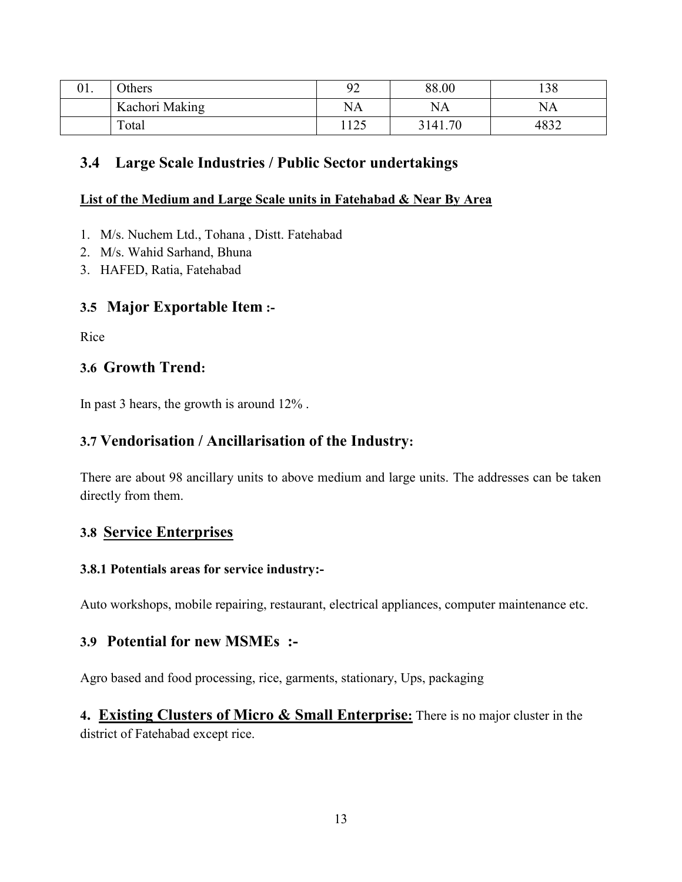| 01. | Others | 92 | 88.00 | 138 |
|---|---|---|---|---|
| | Kachori Making | NA | NA | NA |
| | Total | 1125 | 3141.70 | 4832 |

## 3.4 Large Scale Industries / Public Sector undertakings

**List of the Medium and Large Scale units in Fatehabad & Near By Area**

1. M/s. Nuchem Ltd., Tohana , Distt. Fatehabad
2. M/s. Wahid Sarhand, Bhuna
3. HAFED, Ratia, Fatehabad

## 3.5 Major Exportable Item :-

Rice

## 3.6 Growth Trend:

In past 3 hears, the growth is around 12% .

## 3.7 Vendorisation / Ancillarisation of the Industry:

There are about 98 ancillary units to above medium and large units. The addresses can be taken directly from them.

## 3.8 Service Enterprises

### 3.8.1 Potentials areas for service industry:-

Auto workshops, mobile repairing, restaurant, electrical appliances, computer maintenance etc.

## 3.9 Potential for new MSMEs :-

Agro based and food processing, rice, garments, stationary, Ups, packaging

**4. Existing Clusters of Micro & Small Enterprise:** There is no major cluster in the district of Fatehabad except rice.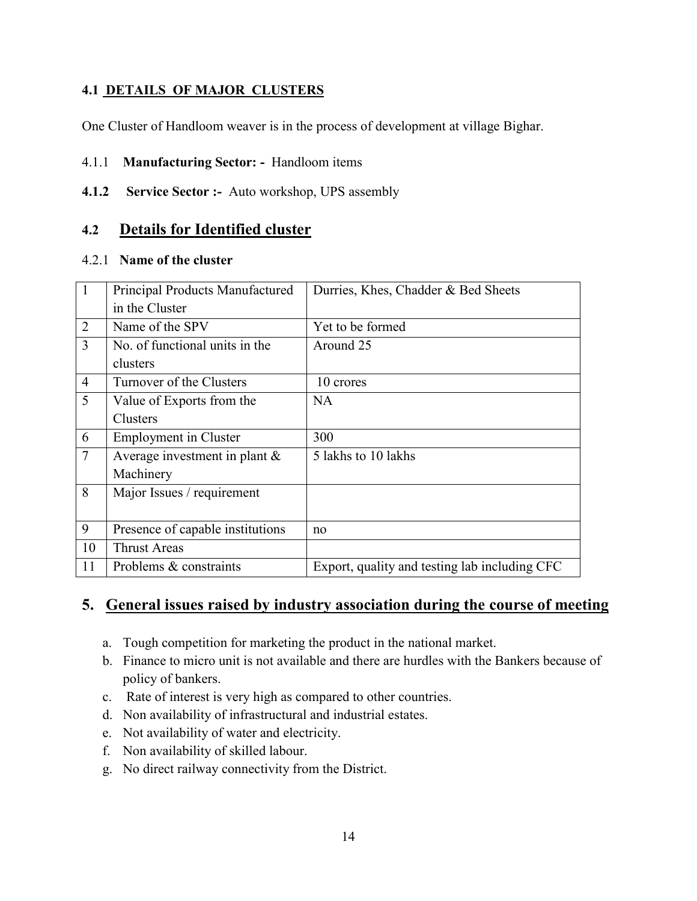### 4.1 DETAILS OF MAJOR CLUSTERS

One Cluster of Handloom weaver is in the process of development at village Bighar.

4.1.1 **Manufacturing Sector: -** Handloom items

**4.1.2 Service Sector :-** Auto workshop, UPS assembly

## 4.2 Details for Identified cluster

4.2.1 **Name of the cluster**

| | | |
|---|---|---|
| 1 | Principal Products Manufactured in the Cluster | Durries, Khes, Chadder & Bed Sheets |
| 2 | Name of the SPV | Yet to be formed |
| 3 | No. of functional units in the clusters | Around 25 |
| 4 | Turnover of the Clusters | 10 crores |
| 5 | Value of Exports from the Clusters | NA |
| 6 | Employment in Cluster | 300 |
| 7 | Average investment in plant & Machinery | 5 lakhs to 10 lakhs |
| 8 | Major Issues / requirement | |
| 9 | Presence of capable institutions | no |
| 10 | Thrust Areas | |
| 11 | Problems & constraints | Export, quality and testing lab including CFC |

## 5. General issues raised by industry association during the course of meeting

a. Tough competition for marketing the product in the national market.
b. Finance to micro unit is not available and there are hurdles with the Bankers because of policy of bankers.
c. Rate of interest is very high as compared to other countries.
d. Non availability of infrastructural and industrial estates.
e. Not availability of water and electricity.
f. Non availability of skilled labour.
g. No direct railway connectivity from the District.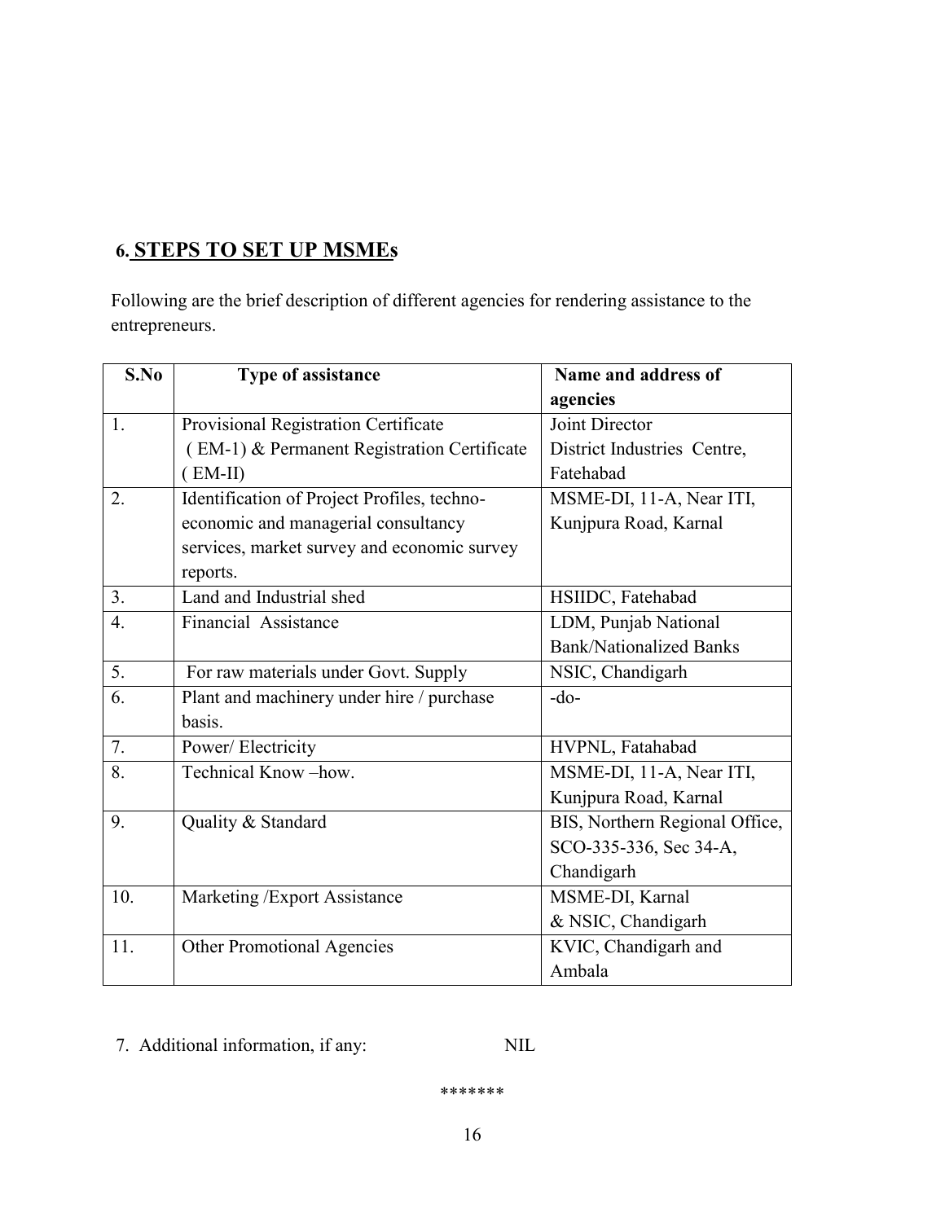## 6. STEPS TO SET UP MSMEs

Following are the brief description of different agencies for rendering assistance to the entrepreneurs.

| S.No | Type of assistance | Name and address of agencies |
|---|---|---|
| 1. | Provisional Registration Certificate ( EM-1) & Permanent Registration Certificate ( EM-II) | Joint Director District Industries Centre, Fatehabad |
| 2. | Identification of Project Profiles, techno-economic and managerial consultancy services, market survey and economic survey reports. | MSME-DI, 11-A, Near ITI, Kunjpura Road, Karnal |
| 3. | Land and Industrial shed | HSIIDC, Fatehabad |
| 4. | Financial Assistance | LDM, Punjab National Bank/Nationalized Banks |
| 5. | For raw materials under Govt. Supply | NSIC, Chandigarh |
| 6. | Plant and machinery under hire / purchase basis. | -do- |
| 7. | Power/ Electricity | HVPNL, Fatahabad |
| 8. | Technical Know –how. | MSME-DI, 11-A, Near ITI, Kunjpura Road, Karnal |
| 9. | Quality & Standard | BIS, Northern Regional Office, SCO-335-336, Sec 34-A, Chandigarh |
| 10. | Marketing /Export Assistance | MSME-DI, Karnal & NSIC, Chandigarh |
| 11. | Other Promotional Agencies | KVIC, Chandigarh and Ambala |

7. Additional information, if any: NIL

*******